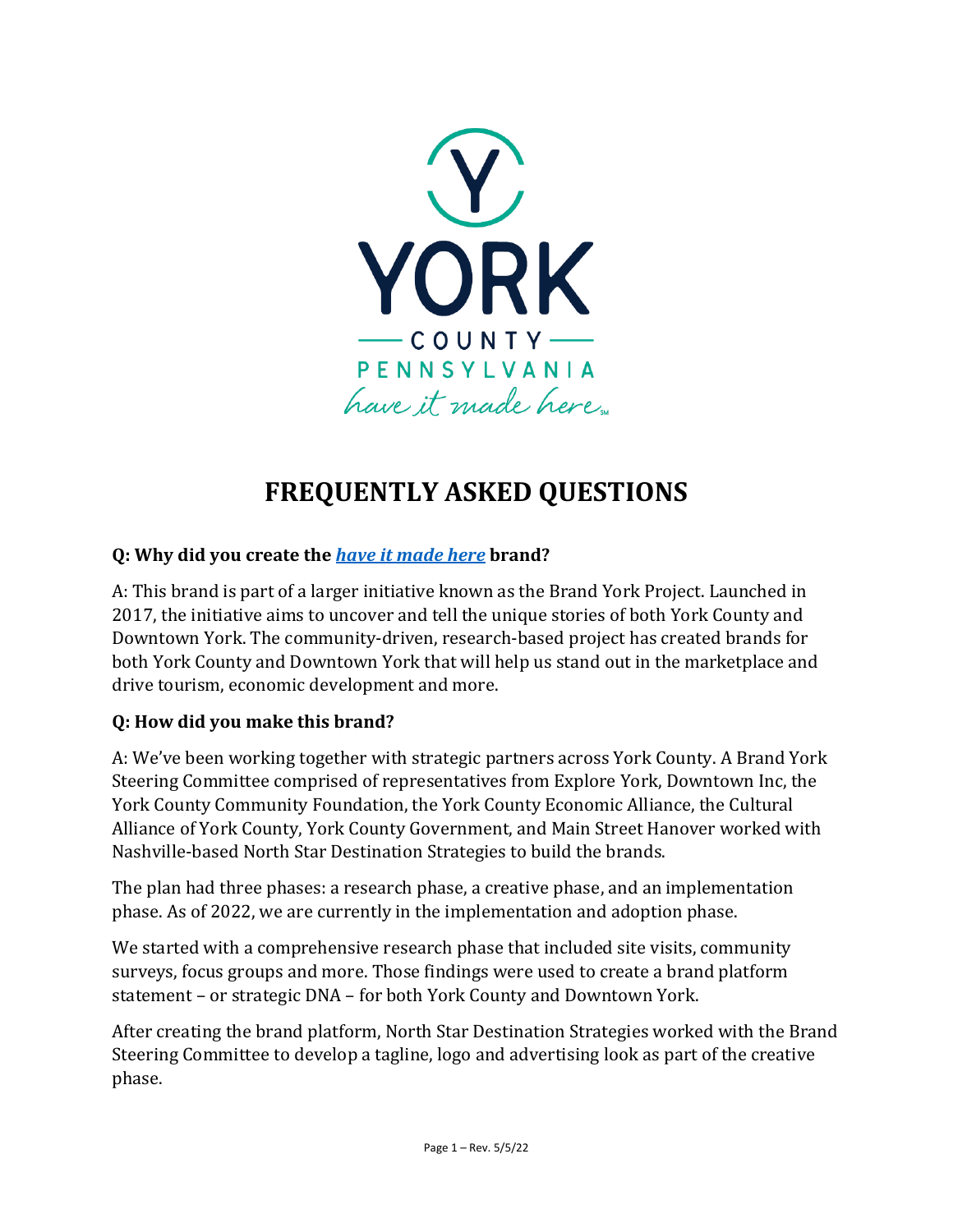# FREQUENTLY ASKED QUESTIONS

**Q: Why did you create the *have it made here* brand?**

A: This brand is part of a larger initiative known as the Brand York Project. Launched in 2017, the initiative aims to uncover and tell the unique stories of both York County and Downtown York. The community-driven, research-based project has created brands for both York County and Downtown York that will help us stand out in the marketplace and drive tourism, economic development and more.

**Q: How did you make this brand?**

A: We've been working together with strategic partners across York County. A Brand York Steering Committee comprised of representatives from Explore York, Downtown Inc, the York County Community Foundation, the York County Economic Alliance, the Cultural Alliance of York County, York County Government, and Main Street Hanover worked with Nashville-based North Star Destination Strategies to build the brands.

The plan had three phases: a research phase, a creative phase, and an implementation phase. As of 2022, we are currently in the implementation and adoption phase.

We started with a comprehensive research phase that included site visits, community surveys, focus groups and more. Those findings were used to create a brand platform statement – or strategic DNA – for both York County and Downtown York.

After creating the brand platform, North Star Destination Strategies worked with the Brand Steering Committee to develop a tagline, logo and advertising look as part of the creative phase.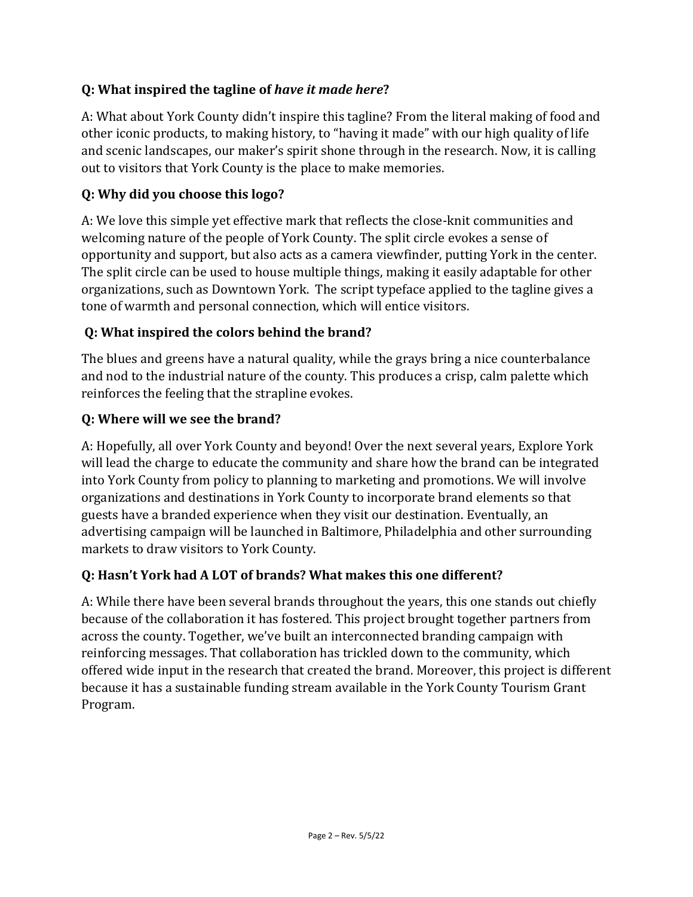**Q: What inspired the tagline of *have it made here*?**

A: What about York County didn't inspire this tagline? From the literal making of food and other iconic products, to making history, to "having it made" with our high quality of life and scenic landscapes, our maker's spirit shone through in the research. Now, it is calling out to visitors that York County is the place to make memories.

**Q: Why did you choose this logo?**

A: We love this simple yet effective mark that reflects the close-knit communities and welcoming nature of the people of York County. The split circle evokes a sense of opportunity and support, but also acts as a camera viewfinder, putting York in the center. The split circle can be used to house multiple things, making it easily adaptable for other organizations, such as Downtown York. The script typeface applied to the tagline gives a tone of warmth and personal connection, which will entice visitors.

**Q: What inspired the colors behind the brand?**

The blues and greens have a natural quality, while the grays bring a nice counterbalance and nod to the industrial nature of the county. This produces a crisp, calm palette which reinforces the feeling that the strapline evokes.

**Q: Where will we see the brand?**

A: Hopefully, all over York County and beyond! Over the next several years, Explore York will lead the charge to educate the community and share how the brand can be integrated into York County from policy to planning to marketing and promotions. We will involve organizations and destinations in York County to incorporate brand elements so that guests have a branded experience when they visit our destination. Eventually, an advertising campaign will be launched in Baltimore, Philadelphia and other surrounding markets to draw visitors to York County.

**Q: Hasn't York had A LOT of brands? What makes this one different?**

A: While there have been several brands throughout the years, this one stands out chiefly because of the collaboration it has fostered. This project brought together partners from across the county. Together, we've built an interconnected branding campaign with reinforcing messages. That collaboration has trickled down to the community, which offered wide input in the research that created the brand. Moreover, this project is different because it has a sustainable funding stream available in the York County Tourism Grant Program.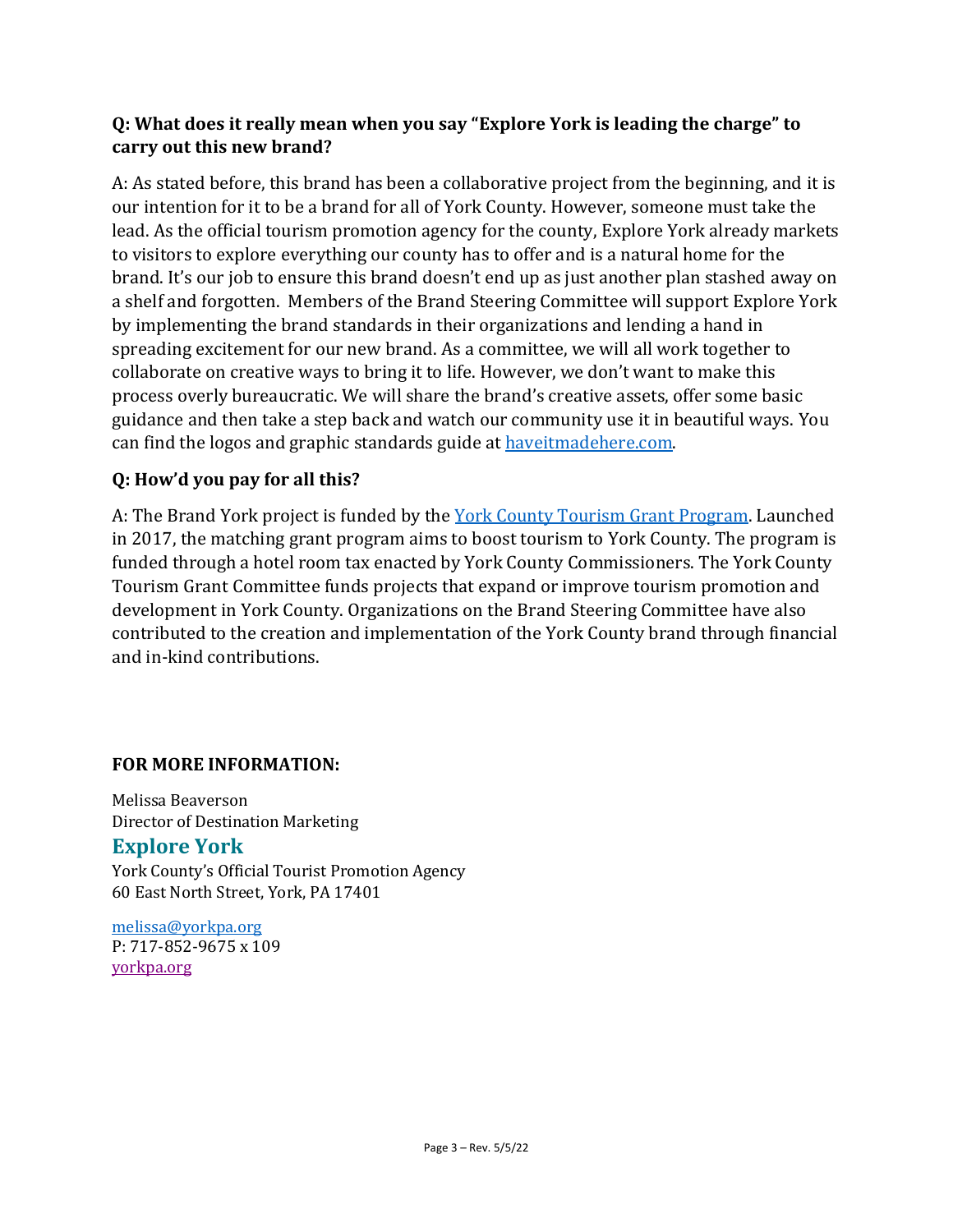**Q: What does it really mean when you say "Explore York is leading the charge" to carry out this new brand?**

A: As stated before, this brand has been a collaborative project from the beginning, and it is our intention for it to be a brand for all of York County. However, someone must take the lead. As the official tourism promotion agency for the county, Explore York already markets to visitors to explore everything our county has to offer and is a natural home for the brand. It's our job to ensure this brand doesn't end up as just another plan stashed away on a shelf and forgotten. Members of the Brand Steering Committee will support Explore York by implementing the brand standards in their organizations and lending a hand in spreading excitement for our new brand. As a committee, we will all work together to collaborate on creative ways to bring it to life. However, we don't want to make this process overly bureaucratic. We will share the brand's creative assets, offer some basic guidance and then take a step back and watch our community use it in beautiful ways. You can find the logos and graphic standards guide at haveitmadehere.com.

**Q: How'd you pay for all this?**

A: The Brand York project is funded by the York County Tourism Grant Program. Launched in 2017, the matching grant program aims to boost tourism to York County. The program is funded through a hotel room tax enacted by York County Commissioners. The York County Tourism Grant Committee funds projects that expand or improve tourism promotion and development in York County. Organizations on the Brand Steering Committee have also contributed to the creation and implementation of the York County brand through financial and in-kind contributions.

**FOR MORE INFORMATION:**

Melissa Beaverson
Director of Destination Marketing

## Explore York

York County's Official Tourist Promotion Agency
60 East North Street, York, PA 17401

melissa@yorkpa.org
P: 717-852-9675 x 109
yorkpa.org